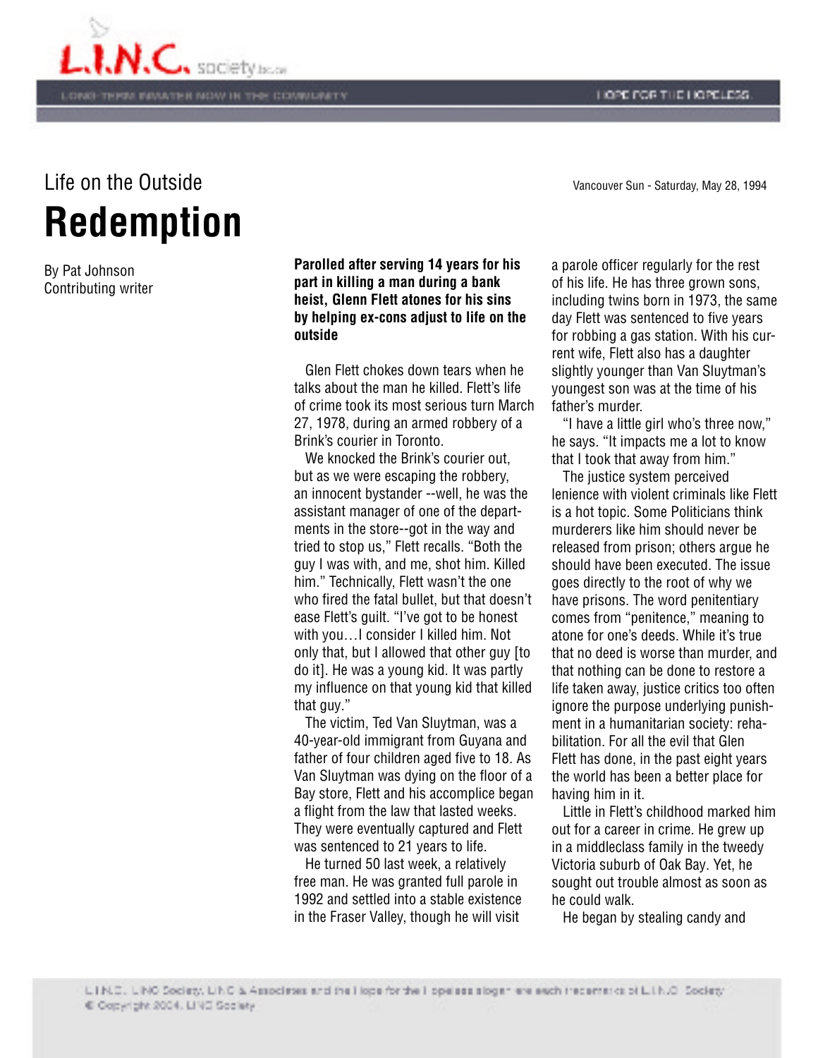Life on the Outside

# Redemption

By Pat Johnson
Contributing writer

Vancouver Sun - Saturday, May 28, 1994

**Parolled after serving 14 years for his part in killing a man during a bank heist, Glenn Flett atones for his sins by helping ex-cons adjust to life on the outside**

Glen Flett chokes down tears when he talks about the man he killed. Flett's life of crime took its most serious turn March 27, 1978, during an armed robbery of a Brink's courier in Toronto.

We knocked the Brink's courier out, but as we were escaping the robbery, an innocent bystander --well, he was the assistant manager of one of the departments in the store--got in the way and tried to stop us," Flett recalls. "Both the guy I was with, and me, shot him. Killed him." Technically, Flett wasn't the one who fired the fatal bullet, but that doesn't ease Flett's guilt. "I've got to be honest with you…I consider I killed him. Not only that, but I allowed that other guy [to do it]. He was a young kid. It was partly my influence on that young kid that killed that guy."

The victim, Ted Van Sluytman, was a 40-year-old immigrant from Guyana and father of four children aged five to 18. As Van Sluytman was dying on the floor of a Bay store, Flett and his accomplice began a flight from the law that lasted weeks. They were eventually captured and Flett was sentenced to 21 years to life.

He turned 50 last week, a relatively free man. He was granted full parole in 1992 and settled into a stable existence in the Fraser Valley, though he will visit a parole officer regularly for the rest of his life. He has three grown sons, including twins born in 1973, the same day Flett was sentenced to five years for robbing a gas station. With his current wife, Flett also has a daughter slightly younger than Van Sluytman's youngest son was at the time of his father's murder.

"I have a little girl who's three now," he says. "It impacts me a lot to know that I took that away from him."

The justice system perceived lenience with violent criminals like Flett is a hot topic. Some Politicians think murderers like him should never be released from prison; others argue he should have been executed. The issue goes directly to the root of why we have prisons. The word penitentiary comes from "penitence," meaning to atone for one's deeds. While it's true that no deed is worse than murder, and that nothing can be done to restore a life taken away, justice critics too often ignore the purpose underlying punishment in a humanitarian society: rehabilitation. For all the evil that Glen Flett has done, in the past eight years the world has been a better place for having him in it.

Little in Flett's childhood marked him out for a career in crime. He grew up in a middleclass family in the tweedy Victoria suburb of Oak Bay. Yet, he sought out trouble almost as soon as he could walk.

He began by stealing candy and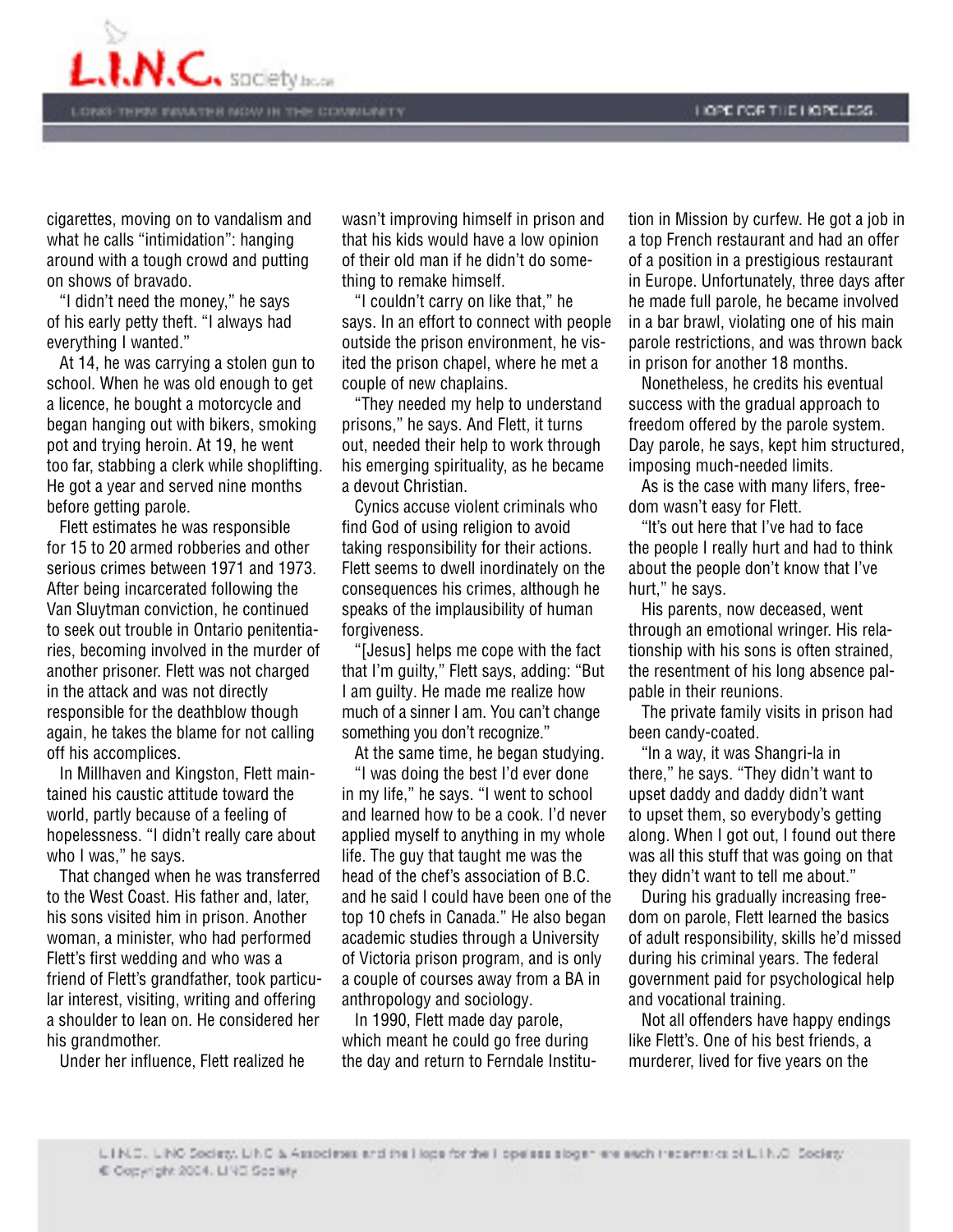cigarettes, moving on to vandalism and what he calls "intimidation": hanging around with a tough crowd and putting on shows of bravado.

"I didn't need the money," he says of his early petty theft. "I always had everything I wanted."

At 14, he was carrying a stolen gun to school. When he was old enough to get a licence, he bought a motorcycle and began hanging out with bikers, smoking pot and trying heroin. At 19, he went too far, stabbing a clerk while shoplifting. He got a year and served nine months before getting parole.

Flett estimates he was responsible for 15 to 20 armed robberies and other serious crimes between 1971 and 1973. After being incarcerated following the Van Sluytman conviction, he continued to seek out trouble in Ontario penitentiaries, becoming involved in the murder of another prisoner. Flett was not charged in the attack and was not directly responsible for the deathblow though again, he takes the blame for not calling off his accomplices.

In Millhaven and Kingston, Flett maintained his caustic attitude toward the world, partly because of a feeling of hopelessness. "I didn't really care about who I was," he says.

That changed when he was transferred to the West Coast. His father and, later, his sons visited him in prison. Another woman, a minister, who had performed Flett's first wedding and who was a friend of Flett's grandfather, took particular interest, visiting, writing and offering a shoulder to lean on. He considered her his grandmother.

Under her influence, Flett realized he wasn't improving himself in prison and that his kids would have a low opinion of their old man if he didn't do something to remake himself.

"I couldn't carry on like that," he says. In an effort to connect with people outside the prison environment, he visited the prison chapel, where he met a couple of new chaplains.

"They needed my help to understand prisons," he says. And Flett, it turns out, needed their help to work through his emerging spirituality, as he became a devout Christian.

Cynics accuse violent criminals who find God of using religion to avoid taking responsibility for their actions. Flett seems to dwell inordinately on the consequences his crimes, although he speaks of the implausibility of human forgiveness.

"[Jesus] helps me cope with the fact that I'm guilty," Flett says, adding: "But I am guilty. He made me realize how much of a sinner I am. You can't change something you don't recognize."

At the same time, he began studying.

"I was doing the best I'd ever done in my life," he says. "I went to school and learned how to be a cook. I'd never applied myself to anything in my whole life. The guy that taught me was the head of the chef's association of B.C. and he said I could have been one of the top 10 chefs in Canada." He also began academic studies through a University of Victoria prison program, and is only a couple of courses away from a BA in anthropology and sociology.

In 1990, Flett made day parole, which meant he could go free during the day and return to Ferndale Institution in Mission by curfew. He got a job in a top French restaurant and had an offer of a position in a prestigious restaurant in Europe. Unfortunately, three days after he made full parole, he became involved in a bar brawl, violating one of his main parole restrictions, and was thrown back in prison for another 18 months.

Nonetheless, he credits his eventual success with the gradual approach to freedom offered by the parole system. Day parole, he says, kept him structured, imposing much-needed limits.

As is the case with many lifers, freedom wasn't easy for Flett.

"It's out here that I've had to face the people I really hurt and had to think about the people don't know that I've hurt," he says.

His parents, now deceased, went through an emotional wringer. His relationship with his sons is often strained, the resentment of his long absence palpable in their reunions.

The private family visits in prison had been candy-coated.

"In a way, it was Shangri-la in there," he says. "They didn't want to upset daddy and daddy didn't want to upset them, so everybody's getting along. When I got out, I found out there was all this stuff that was going on that they didn't want to tell me about."

During his gradually increasing freedom on parole, Flett learned the basics of adult responsibility, skills he'd missed during his criminal years. The federal government paid for psychological help and vocational training.

Not all offenders have happy endings like Flett's. One of his best friends, a murderer, lived for five years on the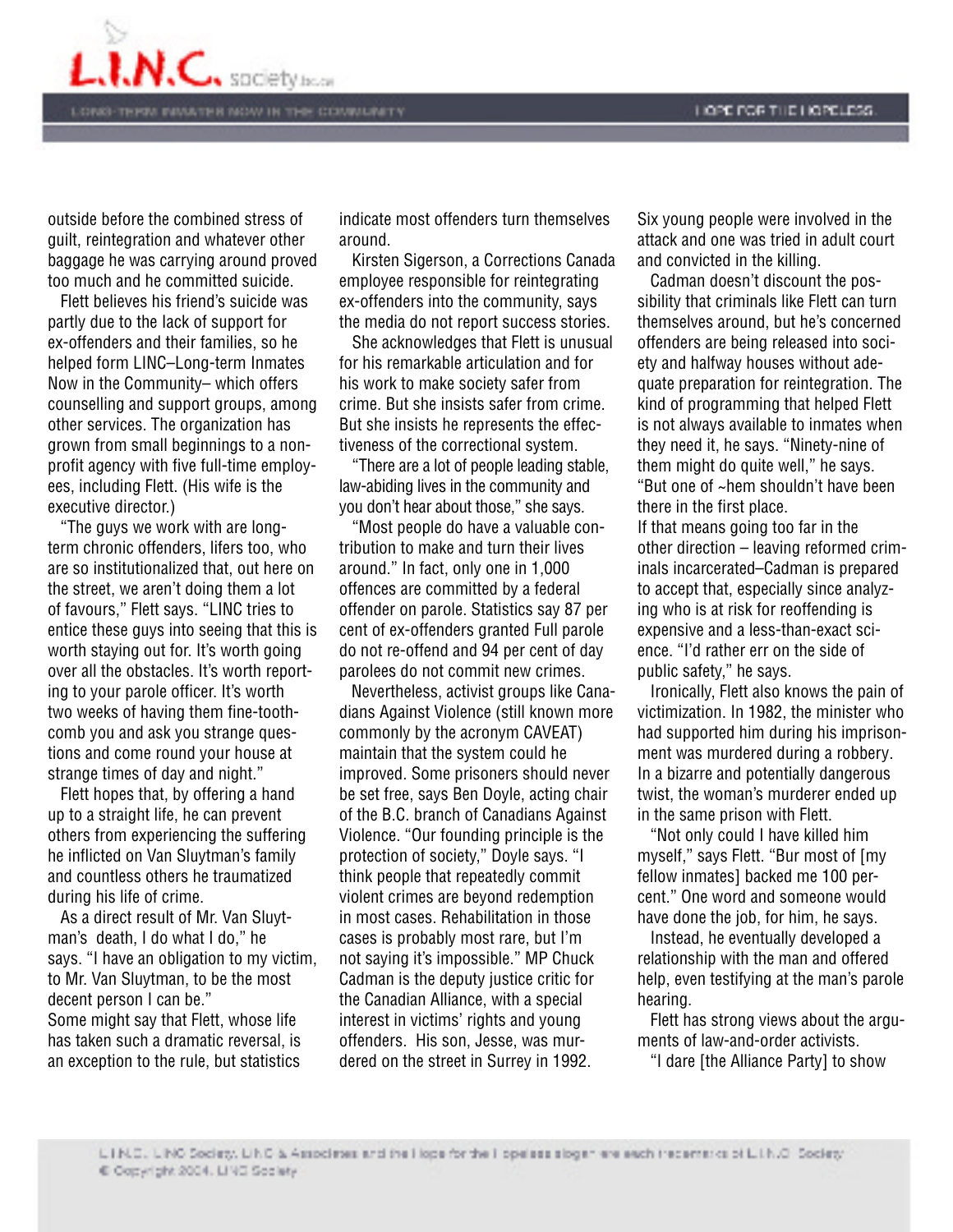outside before the combined stress of guilt, reintegration and whatever other baggage he was carrying around proved too much and he committed suicide.

Flett believes his friend's suicide was partly due to the lack of support for ex-offenders and their families, so he helped form LINC–Long-term Inmates Now in the Community– which offers counselling and support groups, among other services. The organization has grown from small beginnings to a non-profit agency with five full-time employees, including Flett. (His wife is the executive director.)

"The guys we work with are long-term chronic offenders, lifers too, who are so institutionalized that, out here on the street, we aren't doing them a lot of favours," Flett says. "LINC tries to entice these guys into seeing that this is worth staying out for. It's worth going over all the obstacles. It's worth reporting to your parole officer. It's worth two weeks of having them fine-tooth-comb you and ask you strange questions and come round your house at strange times of day and night."

Flett hopes that, by offering a hand up to a straight life, he can prevent others from experiencing the suffering he inflicted on Van Sluytman's family and countless others he traumatized during his life of crime.

As a direct result of Mr. Van Sluytman's death, I do what I do," he says. "I have an obligation to my victim, to Mr. Van Sluytman, to be the most decent person I can be."

Some might say that Flett, whose life has taken such a dramatic reversal, is an exception to the rule, but statistics indicate most offenders turn themselves around.

Kirsten Sigerson, a Corrections Canada employee responsible for reintegrating ex-offenders into the community, says the media do not report success stories.

She acknowledges that Flett is unusual for his remarkable articulation and for his work to make society safer from crime. But she insists safer from crime. But she insists he represents the effectiveness of the correctional system.

"There are a lot of people leading stable, law-abiding lives in the community and you don't hear about those," she says.

"Most people do have a valuable contribution to make and turn their lives around." In fact, only one in 1,000 offences are committed by a federal offender on parole. Statistics say 87 per cent of ex-offenders granted Full parole do not re-offend and 94 per cent of day parolees do not commit new crimes.

Nevertheless, activist groups like Canadians Against Violence (still known more commonly by the acronym CAVEAT) maintain that the system could he improved. Some prisoners should never be set free, says Ben Doyle, acting chair of the B.C. branch of Canadians Against Violence. "Our founding principle is the protection of society," Doyle says. "I think people that repeatedly commit violent crimes are beyond redemption in most cases. Rehabilitation in those cases is probably most rare, but I'm not saying it's impossible." MP Chuck Cadman is the deputy justice critic for the Canadian Alliance, with a special interest in victims' rights and young offenders. His son, Jesse, was murdered on the street in Surrey in 1992. Six young people were involved in the attack and one was tried in adult court and convicted in the killing.

Cadman doesn't discount the possibility that criminals like Flett can turn themselves around, but he's concerned offenders are being released into society and halfway houses without adequate preparation for reintegration. The kind of programming that helped Flett is not always available to inmates when they need it, he says. "Ninety-nine of them might do quite well," he says. "But one of ~hem shouldn't have been there in the first place.

If that means going too far in the other direction – leaving reformed criminals incarcerated–Cadman is prepared to accept that, especially since analyzing who is at risk for reoffending is expensive and a less-than-exact science. "I'd rather err on the side of public safety," he says.

Ironically, Flett also knows the pain of victimization. In 1982, the minister who had supported him during his imprisonment was murdered during a robbery. In a bizarre and potentially dangerous twist, the woman's murderer ended up in the same prison with Flett.

"Not only could I have killed him myself," says Flett. "Bur most of [my fellow inmates] backed me 100 percent." One word and someone would have done the job, for him, he says.

Instead, he eventually developed a relationship with the man and offered help, even testifying at the man's parole hearing.

Flett has strong views about the arguments of law-and-order activists.

"I dare [the Alliance Party] to show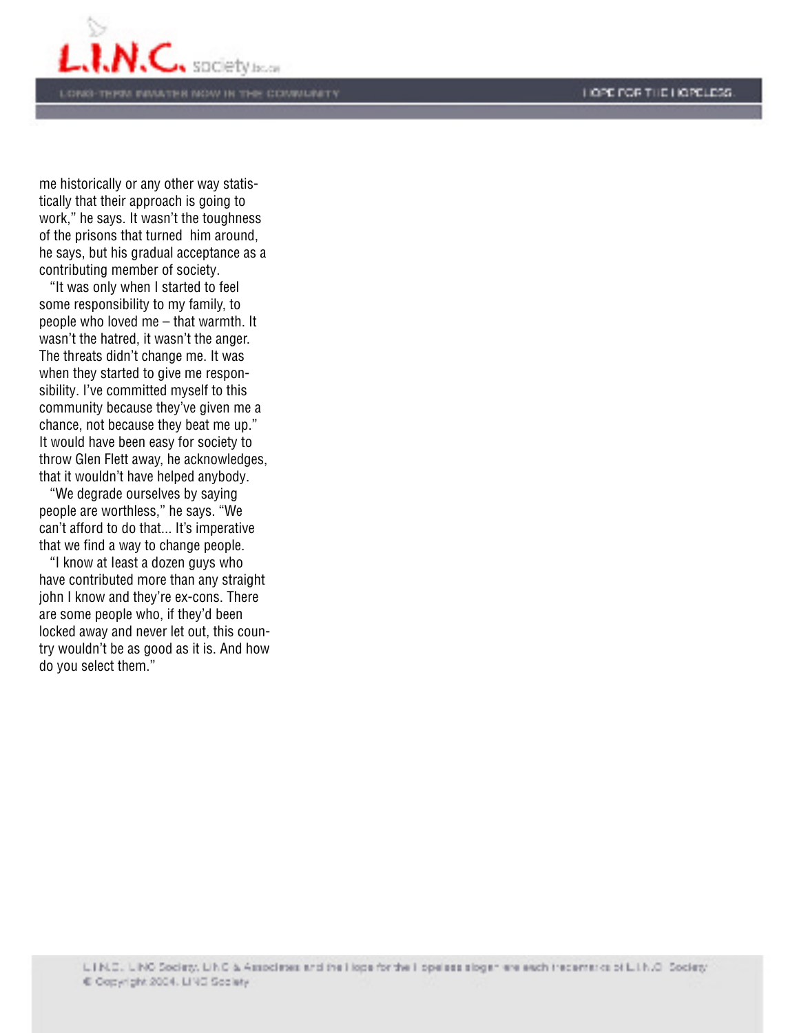me historically or any other way statistically that their approach is going to work," he says. It wasn't the toughness of the prisons that turned him around, he says, but his gradual acceptance as a contributing member of society.

"It was only when I started to feel some responsibility to my family, to people who loved me – that warmth. It wasn't the hatred, it wasn't the anger. The threats didn't change me. It was when they started to give me responsibility. I've committed myself to this community because they've given me a chance, not because they beat me up." It would have been easy for society to throw Glen Flett away, he acknowledges, that it wouldn't have helped anybody.

"We degrade ourselves by saying people are worthless," he says. "We can't afford to do that... It's imperative that we find a way to change people.

"I know at least a dozen guys who have contributed more than any straight john I know and they're ex-cons. There are some people who, if they'd been locked away and never let out, this country wouldn't be as good as it is. And how do you select them."